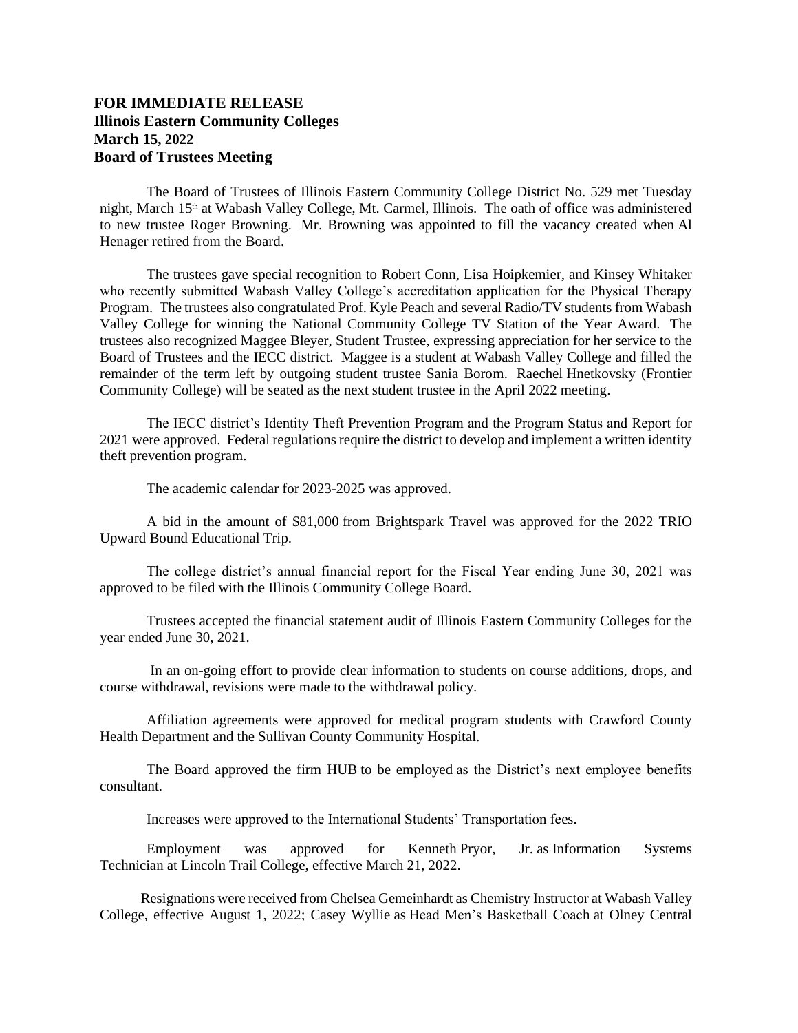**FOR IMMEDIATE RELEASE**
**Illinois Eastern Community Colleges**
**March 15, 2022**
**Board of Trustees Meeting**

The Board of Trustees of Illinois Eastern Community College District No. 529 met Tuesday night, March 15th at Wabash Valley College, Mt. Carmel, Illinois. The oath of office was administered to new trustee Roger Browning. Mr. Browning was appointed to fill the vacancy created when Al Henager retired from the Board.

The trustees gave special recognition to Robert Conn, Lisa Hoipkemier, and Kinsey Whitaker who recently submitted Wabash Valley College's accreditation application for the Physical Therapy Program. The trustees also congratulated Prof. Kyle Peach and several Radio/TV students from Wabash Valley College for winning the National Community College TV Station of the Year Award. The trustees also recognized Maggee Bleyer, Student Trustee, expressing appreciation for her service to the Board of Trustees and the IECC district. Maggee is a student at Wabash Valley College and filled the remainder of the term left by outgoing student trustee Sania Borom. Raechel Hnetkovsky (Frontier Community College) will be seated as the next student trustee in the April 2022 meeting.

The IECC district's Identity Theft Prevention Program and the Program Status and Report for 2021 were approved. Federal regulations require the district to develop and implement a written identity theft prevention program.

The academic calendar for 2023-2025 was approved.

A bid in the amount of $81,000 from Brightspark Travel was approved for the 2022 TRIO Upward Bound Educational Trip.

The college district's annual financial report for the Fiscal Year ending June 30, 2021 was approved to be filed with the Illinois Community College Board.

Trustees accepted the financial statement audit of Illinois Eastern Community Colleges for the year ended June 30, 2021.

In an on-going effort to provide clear information to students on course additions, drops, and course withdrawal, revisions were made to the withdrawal policy.

Affiliation agreements were approved for medical program students with Crawford County Health Department and the Sullivan County Community Hospital.

The Board approved the firm HUB to be employed as the District's next employee benefits consultant.

Increases were approved to the International Students' Transportation fees.

Employment was approved for Kenneth Pryor, Jr. as Information Systems Technician at Lincoln Trail College, effective March 21, 2022.

Resignations were received from Chelsea Gemeinhardt as Chemistry Instructor at Wabash Valley College, effective August 1, 2022; Casey Wyllie as Head Men's Basketball Coach at Olney Central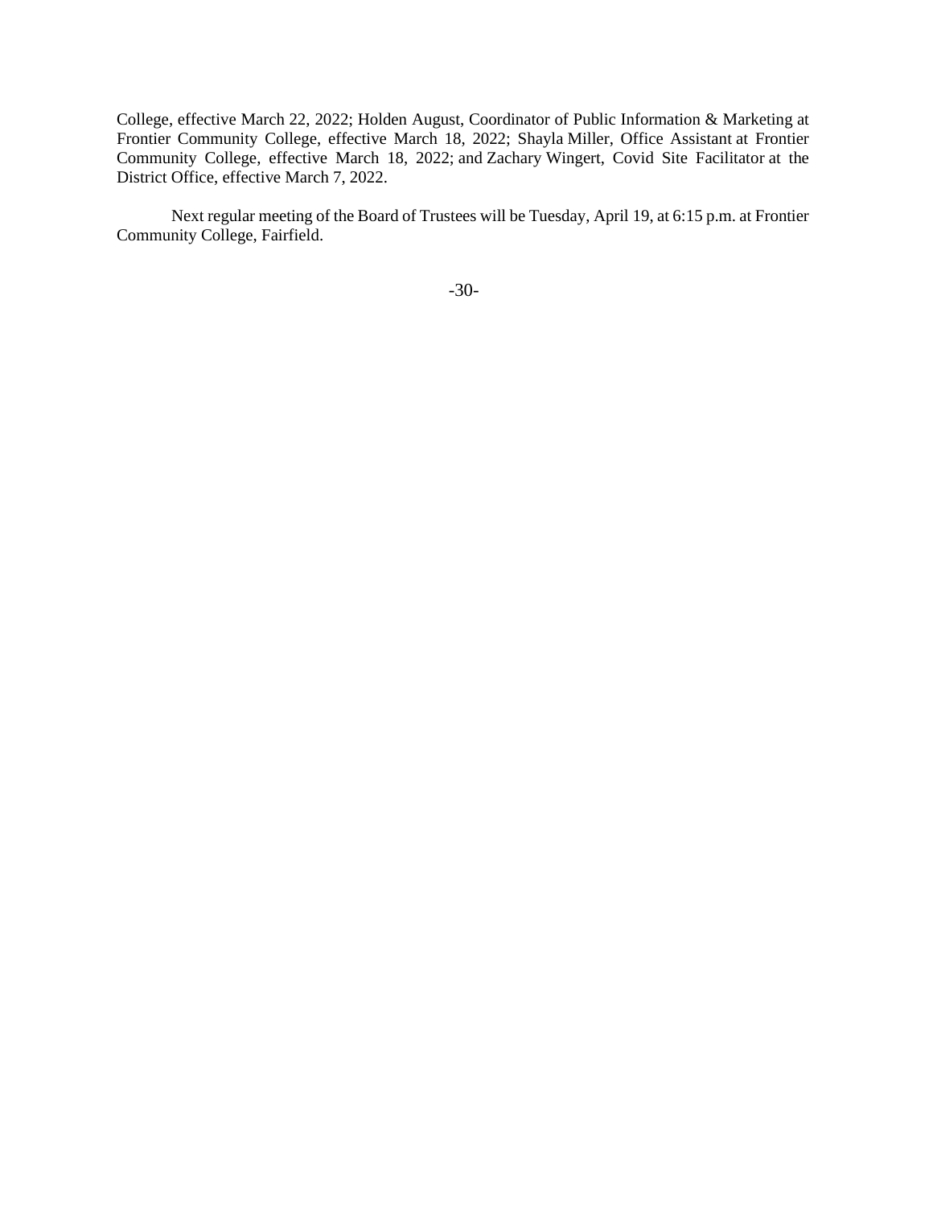College, effective March 22, 2022; Holden August, Coordinator of Public Information & Marketing at Frontier Community College, effective March 18, 2022; Shayla Miller, Office Assistant at Frontier Community College, effective March 18, 2022; and Zachary Wingert, Covid Site Facilitator at the District Office, effective March 7, 2022.

Next regular meeting of the Board of Trustees will be Tuesday, April 19, at 6:15 p.m. at Frontier Community College, Fairfield.

-30-